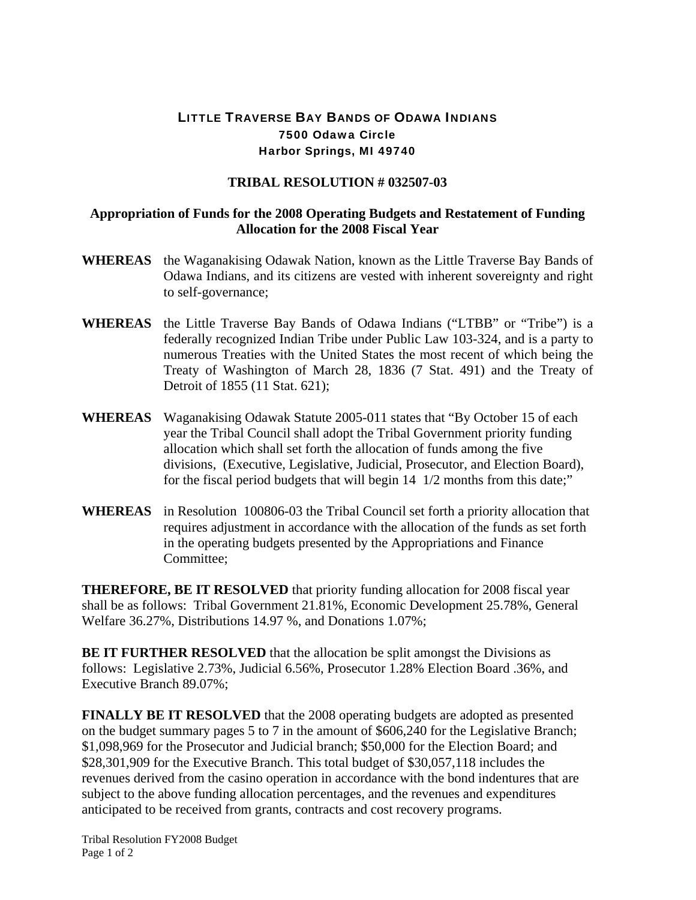# LITTLE TRAVERSE BAY BANDS OF ODAWA INDIANS

**7500 Odawa Circle**
**Harbor Springs, MI 49740**

## TRIBAL RESOLUTION # 032507-03

### Appropriation of Funds for the 2008 Operating Budgets and Restatement of Funding Allocation for the 2008 Fiscal Year

**WHEREAS** the Waganakising Odawak Nation, known as the Little Traverse Bay Bands of Odawa Indians, and its citizens are vested with inherent sovereignty and right to self-governance;

**WHEREAS** the Little Traverse Bay Bands of Odawa Indians ("LTBB" or "Tribe") is a federally recognized Indian Tribe under Public Law 103-324, and is a party to numerous Treaties with the United States the most recent of which being the Treaty of Washington of March 28, 1836 (7 Stat. 491) and the Treaty of Detroit of 1855 (11 Stat. 621);

**WHEREAS** Waganakising Odawak Statute 2005-011 states that "By October 15 of each year the Tribal Council shall adopt the Tribal Government priority funding allocation which shall set forth the allocation of funds among the five divisions, (Executive, Legislative, Judicial, Prosecutor, and Election Board), for the fiscal period budgets that will begin 14 1/2 months from this date;"

**WHEREAS** in Resolution 100806-03 the Tribal Council set forth a priority allocation that requires adjustment in accordance with the allocation of the funds as set forth in the operating budgets presented by the Appropriations and Finance Committee;

**THEREFORE, BE IT RESOLVED** that priority funding allocation for 2008 fiscal year shall be as follows: Tribal Government 21.81%, Economic Development 25.78%, General Welfare 36.27%, Distributions 14.97 %, and Donations 1.07%;

**BE IT FURTHER RESOLVED** that the allocation be split amongst the Divisions as follows: Legislative 2.73%, Judicial 6.56%, Prosecutor 1.28% Election Board .36%, and Executive Branch 89.07%;

**FINALLY BE IT RESOLVED** that the 2008 operating budgets are adopted as presented on the budget summary pages 5 to 7 in the amount of $606,240 for the Legislative Branch; $1,098,969 for the Prosecutor and Judicial branch; $50,000 for the Election Board; and $28,301,909 for the Executive Branch. This total budget of $30,057,118 includes the revenues derived from the casino operation in accordance with the bond indentures that are subject to the above funding allocation percentages, and the revenues and expenditures anticipated to be received from grants, contracts and cost recovery programs.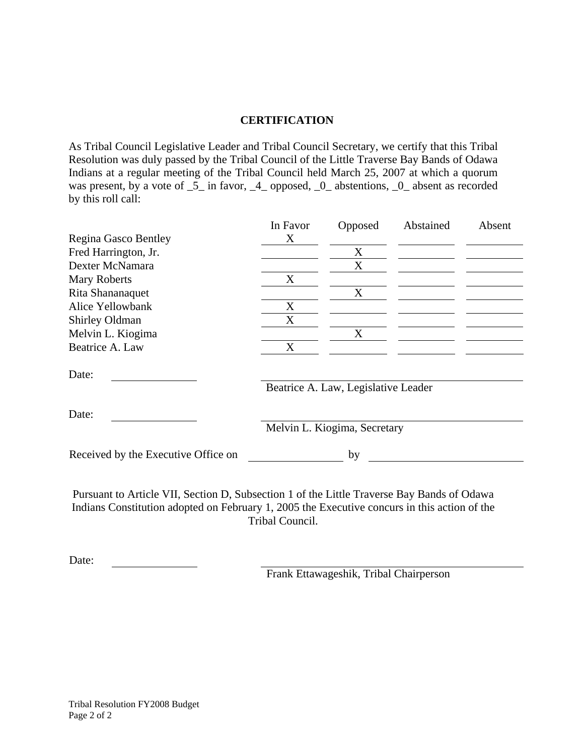## CERTIFICATION

As Tribal Council Legislative Leader and Tribal Council Secretary, we certify that this Tribal Resolution was duly passed by the Tribal Council of the Little Traverse Bay Bands of Odawa Indians at a regular meeting of the Tribal Council held March 25, 2007 at which a quorum was present, by a vote of _5_ in favor, _4_ opposed, _0_ abstentions, _0_ absent as recorded by this roll call:

| | In Favor | Opposed | Abstained | Absent |
|---|---|---|---|---|
| Regina Gasco Bentley | X | | | |
| Fred Harrington, Jr. | | X | | |
| Dexter McNamara | | X | | |
| Mary Roberts | X | | | |
| Rita Shananaquet | | X | | |
| Alice Yellowbank | X | | | |
| Shirley Oldman | X | | | |
| Melvin L. Kiogima | | X | | |
| Beatrice A. Law | X | | | |

Date: ______________ ______________________________
Beatrice A. Law, Legislative Leader

Date: ______________ ______________________________
Melvin L. Kiogima, Secretary

Received by the Executive Office on ______________ by ______________________

Pursuant to Article VII, Section D, Subsection 1 of the Little Traverse Bay Bands of Odawa Indians Constitution adopted on February 1, 2005 the Executive concurs in this action of the Tribal Council.

Date: ______________ ______________________________
Frank Ettawageshik, Tribal Chairperson